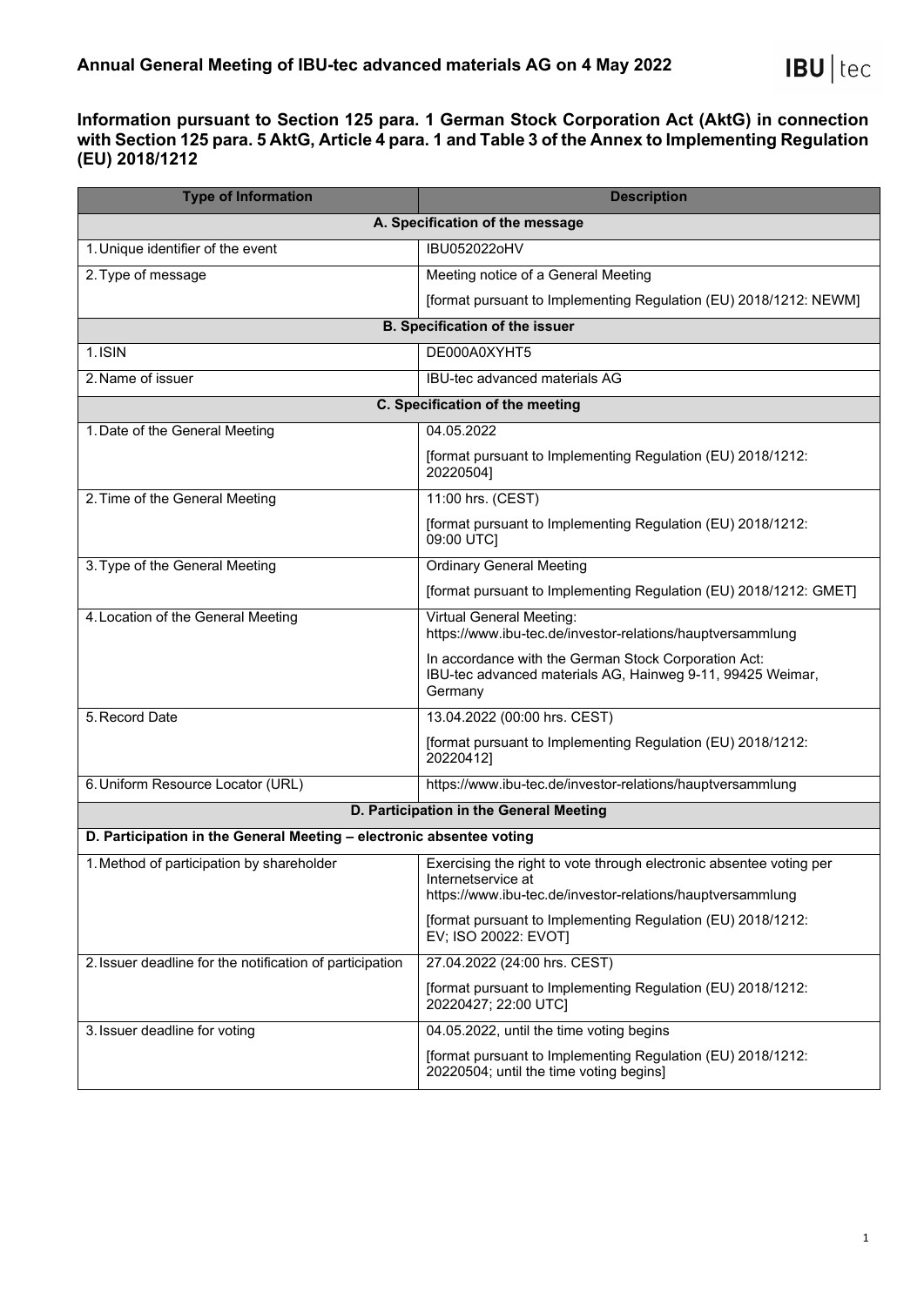# Annual General Meeting of IBU-tec advanced materials AG on 4 May 2022

## Information pursuant to Section 125 para. 1 German Stock Corporation Act (AktG) in connection with Section 125 para. 5 AktG, Article 4 para. 1 and Table 3 of the Annex to Implementing Regulation (EU) 2018/1212

| Type of Information | Description |
|---|---|
| **A. Specification of the message** | |
| 1. Unique identifier of the event | IBU052022oHV |
| 2. Type of message | Meeting notice of a General Meeting<br><br>[format pursuant to Implementing Regulation (EU) 2018/1212: NEWM] |
| **B. Specification of the issuer** | |
| 1. ISIN | DE000A0XYHT5 |
| 2. Name of issuer | IBU-tec advanced materials AG |
| **C. Specification of the meeting** | |
| 1. Date of the General Meeting | 04.05.2022<br><br>[format pursuant to Implementing Regulation (EU) 2018/1212: 20220504] |
| 2. Time of the General Meeting | 11:00 hrs. (CEST)<br><br>[format pursuant to Implementing Regulation (EU) 2018/1212: 09:00 UTC] |
| 3. Type of the General Meeting | Ordinary General Meeting<br><br>[format pursuant to Implementing Regulation (EU) 2018/1212: GMET] |
| 4. Location of the General Meeting | Virtual General Meeting: https://www.ibu-tec.de/investor-relations/hauptversammlung<br><br>In accordance with the German Stock Corporation Act: IBU-tec advanced materials AG, Hainweg 9-11, 99425 Weimar, Germany |
| 5. Record Date | 13.04.2022 (00:00 hrs. CEST)<br><br>[format pursuant to Implementing Regulation (EU) 2018/1212: 20220412] |
| 6. Uniform Resource Locator (URL) | https://www.ibu-tec.de/investor-relations/hauptversammlung |
| **D. Participation in the General Meeting** | |
| **D. Participation in the General Meeting – electronic absentee voting** | |
| 1. Method of participation by shareholder | Exercising the right to vote through electronic absentee voting per Internetservice at https://www.ibu-tec.de/investor-relations/hauptversammlung<br><br>[format pursuant to Implementing Regulation (EU) 2018/1212: EV; ISO 20022: EVOT] |
| 2. Issuer deadline for the notification of participation | 27.04.2022 (24:00 hrs. CEST)<br><br>[format pursuant to Implementing Regulation (EU) 2018/1212: 20220427; 22:00 UTC] |
| 3. Issuer deadline for voting | 04.05.2022, until the time voting begins<br><br>[format pursuant to Implementing Regulation (EU) 2018/1212: 20220504; until the time voting begins] |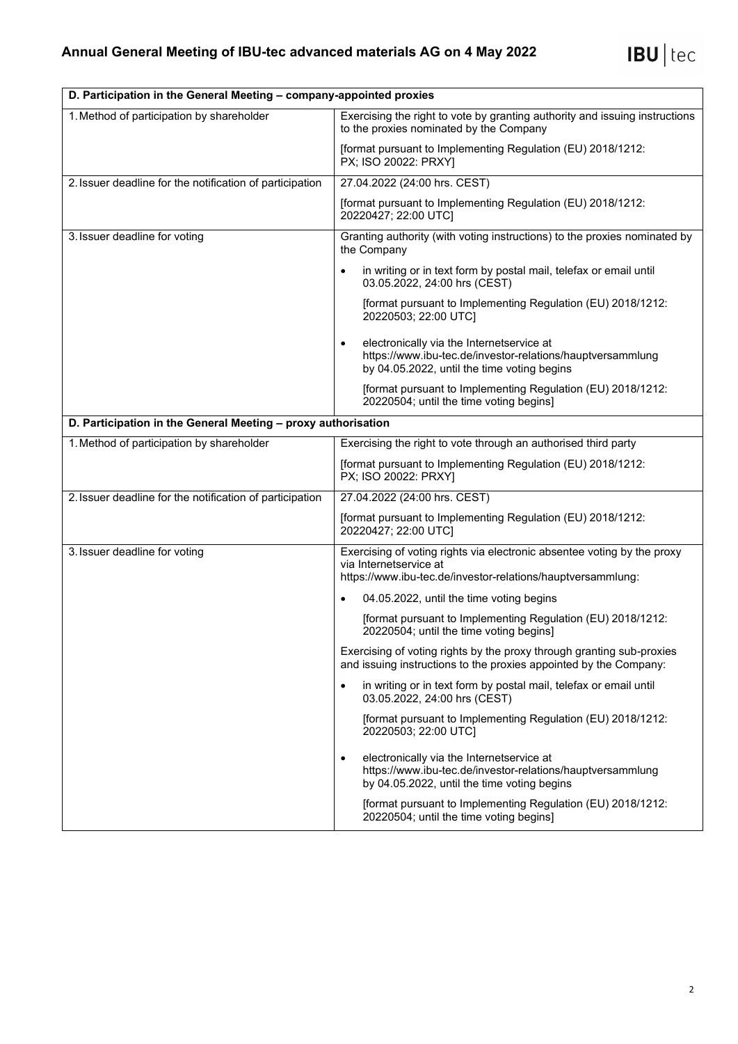| D. Participation in the General Meeting – company-appointed proxies | |
|---|---|
| 1. Method of participation by shareholder | Exercising the right to vote by granting authority and issuing instructions to the proxies nominated by the Company<br><br>[format pursuant to Implementing Regulation (EU) 2018/1212: PX; ISO 20022: PRXY] |
| 2. Issuer deadline for the notification of participation | 27.04.2022 (24:00 hrs. CEST)<br><br>[format pursuant to Implementing Regulation (EU) 2018/1212: 20220427; 22:00 UTC] |
| 3. Issuer deadline for voting | Granting authority (with voting instructions) to the proxies nominated by the Company<br><br>• in writing or in text form by postal mail, telefax or email until 03.05.2022, 24:00 hrs (CEST)<br><br>[format pursuant to Implementing Regulation (EU) 2018/1212: 20220503; 22:00 UTC]<br><br>• electronically via the Internetservice at https://www.ibu-tec.de/investor-relations/hauptversammlung by 04.05.2022, until the time voting begins<br><br>[format pursuant to Implementing Regulation (EU) 2018/1212: 20220504; until the time voting begins] |

| D. Participation in the General Meeting – proxy authorisation | |
|---|---|
| 1. Method of participation by shareholder | Exercising the right to vote through an authorised third party<br><br>[format pursuant to Implementing Regulation (EU) 2018/1212: PX; ISO 20022: PRXY] |
| 2. Issuer deadline for the notification of participation | 27.04.2022 (24:00 hrs. CEST)<br><br>[format pursuant to Implementing Regulation (EU) 2018/1212: 20220427; 22:00 UTC] |
| 3. Issuer deadline for voting | Exercising of voting rights via electronic absentee voting by the proxy via Internetservice at https://www.ibu-tec.de/investor-relations/hauptversammlung:<br><br>• 04.05.2022, until the time voting begins<br><br>[format pursuant to Implementing Regulation (EU) 2018/1212: 20220504; until the time voting begins]<br><br>Exercising of voting rights by the proxy through granting sub-proxies and issuing instructions to the proxies appointed by the Company:<br><br>• in writing or in text form by postal mail, telefax or email until 03.05.2022, 24:00 hrs (CEST)<br><br>[format pursuant to Implementing Regulation (EU) 2018/1212: 20220503; 22:00 UTC]<br><br>• electronically via the Internetservice at https://www.ibu-tec.de/investor-relations/hauptversammlung by 04.05.2022, until the time voting begins<br><br>[format pursuant to Implementing Regulation (EU) 2018/1212: 20220504; until the time voting begins] |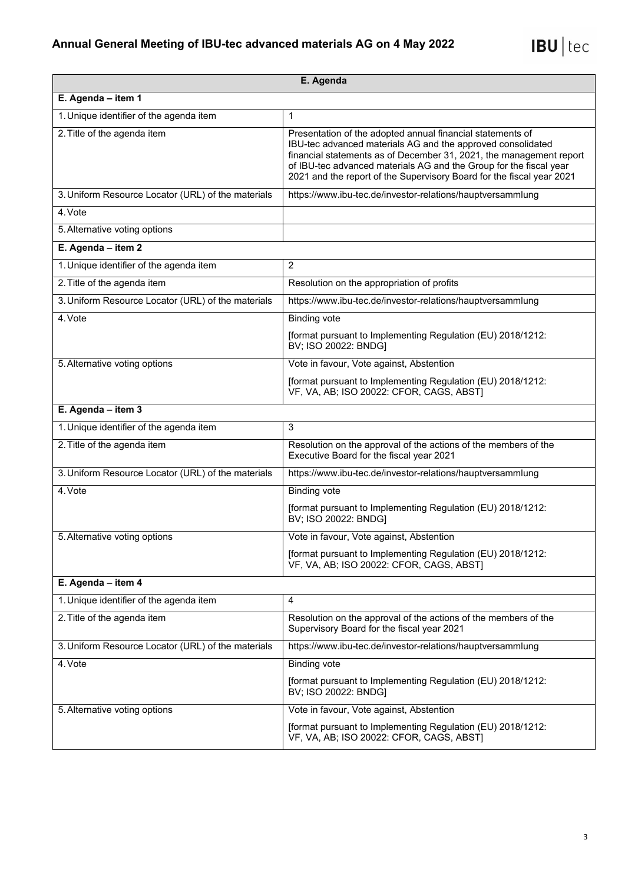| E. Agenda | |
|---|---|
| **E. Agenda – item 1** | |
| 1. Unique identifier of the agenda item | 1 |
| 2. Title of the agenda item | Presentation of the adopted annual financial statements of IBU-tec advanced materials AG and the approved consolidated financial statements as of December 31, 2021, the management report of IBU-tec advanced materials AG and the Group for the fiscal year 2021 and the report of the Supervisory Board for the fiscal year 2021 |
| 3. Uniform Resource Locator (URL) of the materials | https://www.ibu-tec.de/investor-relations/hauptversammlung |
| 4. Vote | |
| 5. Alternative voting options | |
| **E. Agenda – item 2** | |
| 1. Unique identifier of the agenda item | 2 |
| 2. Title of the agenda item | Resolution on the appropriation of profits |
| 3. Uniform Resource Locator (URL) of the materials | https://www.ibu-tec.de/investor-relations/hauptversammlung |
| 4. Vote | Binding vote<br><br>[format pursuant to Implementing Regulation (EU) 2018/1212: BV; ISO 20022: BNDG] |
| 5. Alternative voting options | Vote in favour, Vote against, Abstention<br><br>[format pursuant to Implementing Regulation (EU) 2018/1212: VF, VA, AB; ISO 20022: CFOR, CAGS, ABST] |
| **E. Agenda – item 3** | |
| 1. Unique identifier of the agenda item | 3 |
| 2. Title of the agenda item | Resolution on the approval of the actions of the members of the Executive Board for the fiscal year 2021 |
| 3. Uniform Resource Locator (URL) of the materials | https://www.ibu-tec.de/investor-relations/hauptversammlung |
| 4. Vote | Binding vote<br><br>[format pursuant to Implementing Regulation (EU) 2018/1212: BV; ISO 20022: BNDG] |
| 5. Alternative voting options | Vote in favour, Vote against, Abstention<br><br>[format pursuant to Implementing Regulation (EU) 2018/1212: VF, VA, AB; ISO 20022: CFOR, CAGS, ABST] |
| **E. Agenda – item 4** | |
| 1. Unique identifier of the agenda item | 4 |
| 2. Title of the agenda item | Resolution on the approval of the actions of the members of the Supervisory Board for the fiscal year 2021 |
| 3. Uniform Resource Locator (URL) of the materials | https://www.ibu-tec.de/investor-relations/hauptversammlung |
| 4. Vote | Binding vote<br><br>[format pursuant to Implementing Regulation (EU) 2018/1212: BV; ISO 20022: BNDG] |
| 5. Alternative voting options | Vote in favour, Vote against, Abstention<br><br>[format pursuant to Implementing Regulation (EU) 2018/1212: VF, VA, AB; ISO 20022: CFOR, CAGS, ABST] |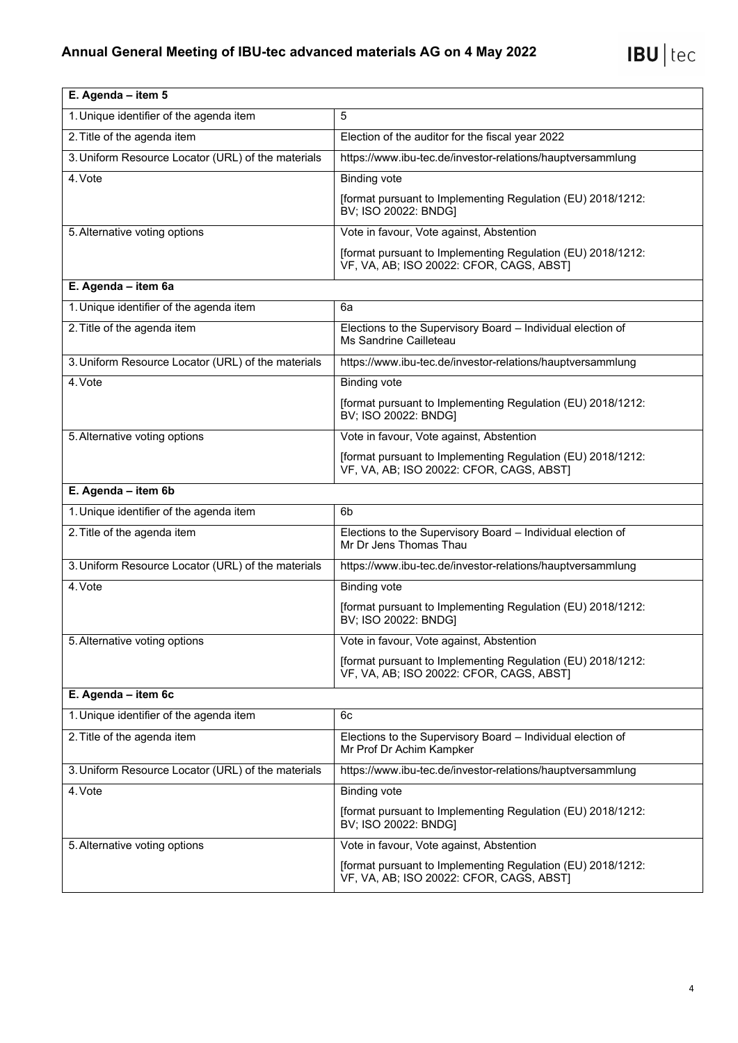| E. Agenda – item 5 | |
|---|---|
| 1. Unique identifier of the agenda item | 5 |
| 2. Title of the agenda item | Election of the auditor for the fiscal year 2022 |
| 3. Uniform Resource Locator (URL) of the materials | https://www.ibu-tec.de/investor-relations/hauptversammlung |
| 4. Vote | Binding vote<br><br>[format pursuant to Implementing Regulation (EU) 2018/1212: BV; ISO 20022: BNDG] |
| 5. Alternative voting options | Vote in favour, Vote against, Abstention<br><br>[format pursuant to Implementing Regulation (EU) 2018/1212: VF, VA, AB; ISO 20022: CFOR, CAGS, ABST] |

| E. Agenda – item 6a | |
|---|---|
| 1. Unique identifier of the agenda item | 6a |
| 2. Title of the agenda item | Elections to the Supervisory Board – Individual election of Ms Sandrine Cailleteau |
| 3. Uniform Resource Locator (URL) of the materials | https://www.ibu-tec.de/investor-relations/hauptversammlung |
| 4. Vote | Binding vote<br><br>[format pursuant to Implementing Regulation (EU) 2018/1212: BV; ISO 20022: BNDG] |
| 5. Alternative voting options | Vote in favour, Vote against, Abstention<br><br>[format pursuant to Implementing Regulation (EU) 2018/1212: VF, VA, AB; ISO 20022: CFOR, CAGS, ABST] |

| E. Agenda – item 6b | |
|---|---|
| 1. Unique identifier of the agenda item | 6b |
| 2. Title of the agenda item | Elections to the Supervisory Board – Individual election of Mr Dr Jens Thomas Thau |
| 3. Uniform Resource Locator (URL) of the materials | https://www.ibu-tec.de/investor-relations/hauptversammlung |
| 4. Vote | Binding vote<br><br>[format pursuant to Implementing Regulation (EU) 2018/1212: BV; ISO 20022: BNDG] |
| 5. Alternative voting options | Vote in favour, Vote against, Abstention<br><br>[format pursuant to Implementing Regulation (EU) 2018/1212: VF, VA, AB; ISO 20022: CFOR, CAGS, ABST] |

| E. Agenda – item 6c | |
|---|---|
| 1. Unique identifier of the agenda item | 6c |
| 2. Title of the agenda item | Elections to the Supervisory Board – Individual election of Mr Prof Dr Achim Kampker |
| 3. Uniform Resource Locator (URL) of the materials | https://www.ibu-tec.de/investor-relations/hauptversammlung |
| 4. Vote | Binding vote<br><br>[format pursuant to Implementing Regulation (EU) 2018/1212: BV; ISO 20022: BNDG] |
| 5. Alternative voting options | Vote in favour, Vote against, Abstention<br><br>[format pursuant to Implementing Regulation (EU) 2018/1212: VF, VA, AB; ISO 20022: CFOR, CAGS, ABST] |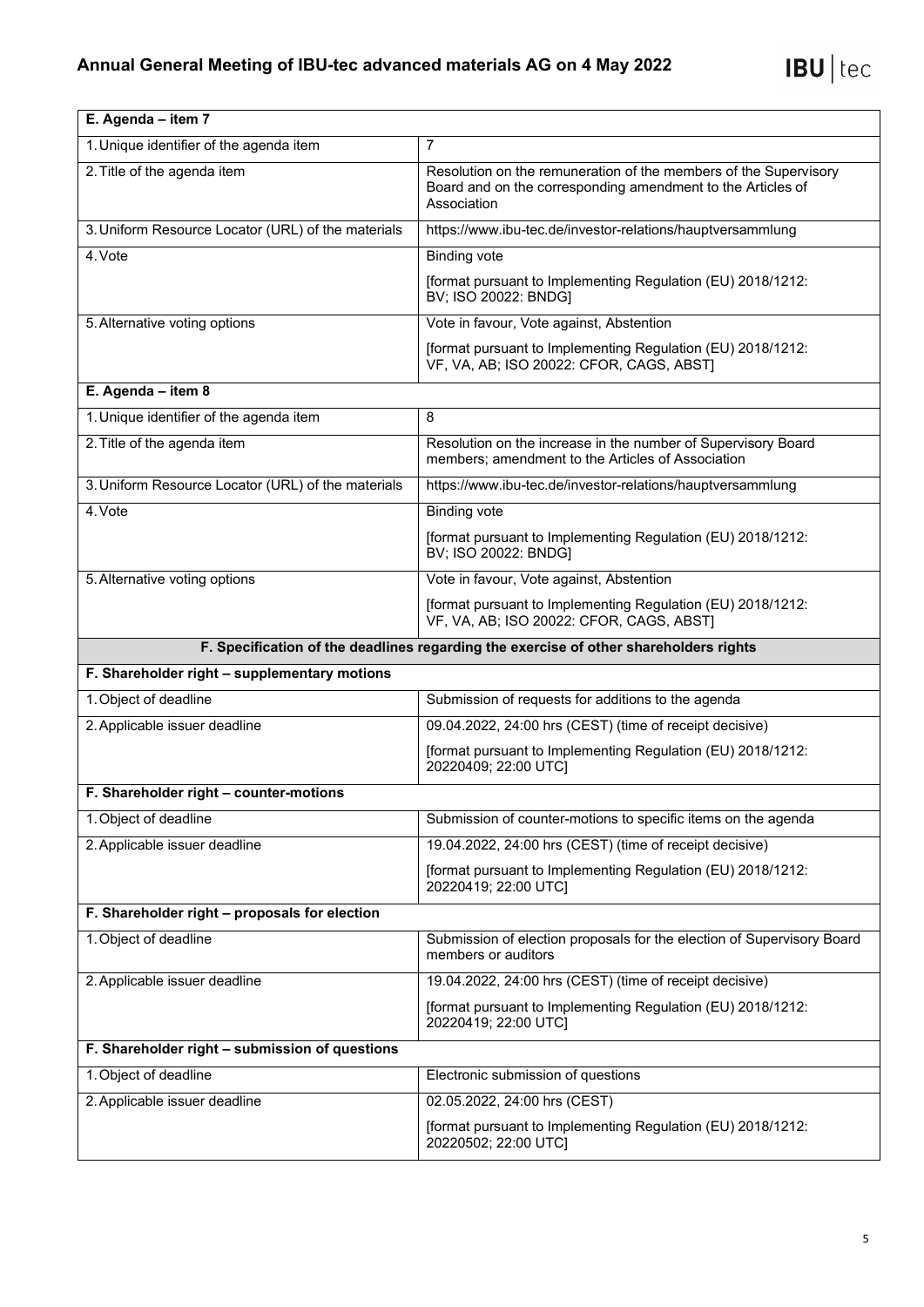| E. Agenda – item 7 | |
|---|---|
| 1. Unique identifier of the agenda item | 7 |
| 2. Title of the agenda item | Resolution on the remuneration of the members of the Supervisory Board and on the corresponding amendment to the Articles of Association |
| 3. Uniform Resource Locator (URL) of the materials | https://www.ibu-tec.de/investor-relations/hauptversammlung |
| 4. Vote | Binding vote<br><br>[format pursuant to Implementing Regulation (EU) 2018/1212: BV; ISO 20022: BNDG] |
| 5. Alternative voting options | Vote in favour, Vote against, Abstention<br><br>[format pursuant to Implementing Regulation (EU) 2018/1212: VF, VA, AB; ISO 20022: CFOR, CAGS, ABST] |
| **E. Agenda – item 8** | |
| 1. Unique identifier of the agenda item | 8 |
| 2. Title of the agenda item | Resolution on the increase in the number of Supervisory Board members; amendment to the Articles of Association |
| 3. Uniform Resource Locator (URL) of the materials | https://www.ibu-tec.de/investor-relations/hauptversammlung |
| 4. Vote | Binding vote<br><br>[format pursuant to Implementing Regulation (EU) 2018/1212: BV; ISO 20022: BNDG] |
| 5. Alternative voting options | Vote in favour, Vote against, Abstention<br><br>[format pursuant to Implementing Regulation (EU) 2018/1212: VF, VA, AB; ISO 20022: CFOR, CAGS, ABST] |
| **F. Specification of the deadlines regarding the exercise of other shareholders rights** | |
| **F. Shareholder right – supplementary motions** | |
| 1. Object of deadline | Submission of requests for additions to the agenda |
| 2. Applicable issuer deadline | 09.04.2022, 24:00 hrs (CEST) (time of receipt decisive)<br><br>[format pursuant to Implementing Regulation (EU) 2018/1212: 20220409; 22:00 UTC] |
| **F. Shareholder right – counter-motions** | |
| 1. Object of deadline | Submission of counter-motions to specific items on the agenda |
| 2. Applicable issuer deadline | 19.04.2022, 24:00 hrs (CEST) (time of receipt decisive)<br><br>[format pursuant to Implementing Regulation (EU) 2018/1212: 20220419; 22:00 UTC] |
| **F. Shareholder right – proposals for election** | |
| 1. Object of deadline | Submission of election proposals for the election of Supervisory Board members or auditors |
| 2. Applicable issuer deadline | 19.04.2022, 24:00 hrs (CEST) (time of receipt decisive)<br><br>[format pursuant to Implementing Regulation (EU) 2018/1212: 20220419; 22:00 UTC] |
| **F. Shareholder right – submission of questions** | |
| 1. Object of deadline | Electronic submission of questions |
| 2. Applicable issuer deadline | 02.05.2022, 24:00 hrs (CEST)<br><br>[format pursuant to Implementing Regulation (EU) 2018/1212: 20220502; 22:00 UTC] |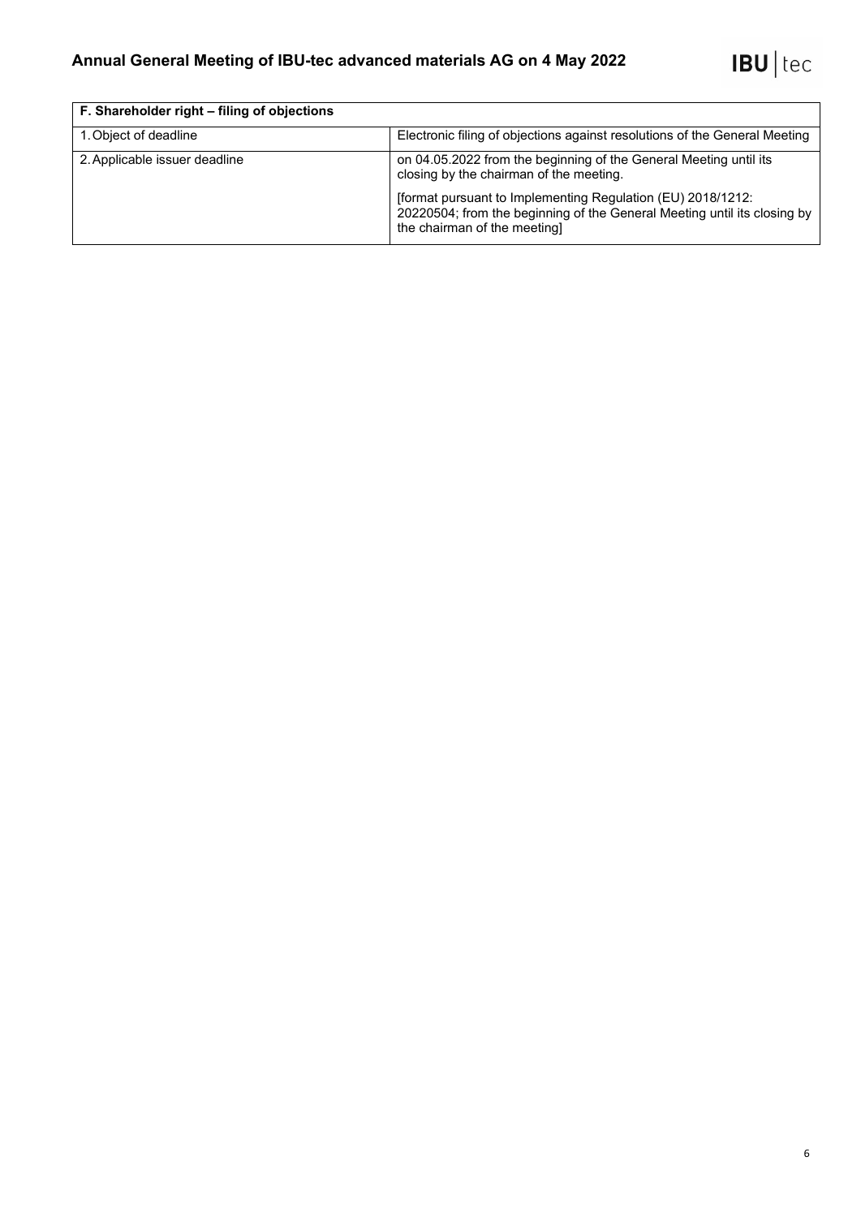| F. Shareholder right – filing of objections | |
|---|---|
| 1. Object of deadline | Electronic filing of objections against resolutions of the General Meeting |
| 2. Applicable issuer deadline | on 04.05.2022 from the beginning of the General Meeting until its closing by the chairman of the meeting.<br><br>[format pursuant to Implementing Regulation (EU) 2018/1212: 20220504; from the beginning of the General Meeting until its closing by the chairman of the meeting] |